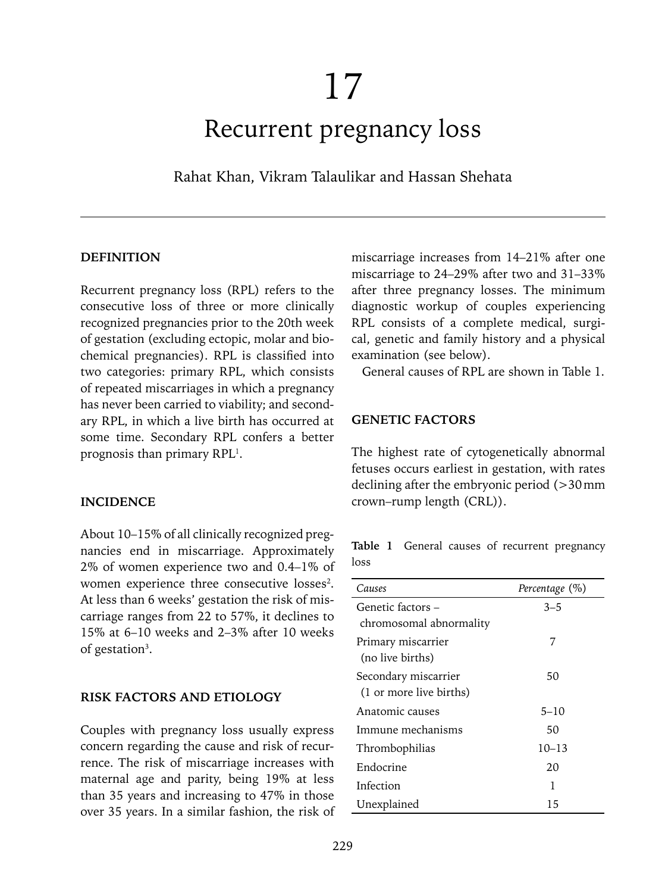# 17

# Recurrent pregnancy loss

Rahat Khan, Vikram Talaulikar and Hassan Shehata

## DEFINITION

Recurrent pregnancy loss (RPL) refers to the consecutive loss of three or more clinically recognized pregnancies prior to the 20th week of gestation (excluding ectopic, molar and biochemical pregnancies). RPL is classified into two categories: primary RPL, which consists of repeated miscarriages in which a pregnancy has never been carried to viability; and secondary RPL, in which a live birth has occurred at some time. Secondary RPL confers a better prognosis than primary RPL[1].

## INCIDENCE

About 10–15% of all clinically recognized pregnancies end in miscarriage. Approximately 2% of women experience two and 0.4–1% of women experience three consecutive losses[2]. At less than 6 weeks' gestation the risk of miscarriage ranges from 22 to 57%, it declines to 15% at 6–10 weeks and 2–3% after 10 weeks of gestation[3].

## RISK FACTORS AND ETIOLOGY

Couples with pregnancy loss usually express concern regarding the cause and risk of recurrence. The risk of miscarriage increases with maternal age and parity, being 19% at less than 35 years and increasing to 47% in those over 35 years. In a similar fashion, the risk of miscarriage increases from 14–21% after one miscarriage to 24–29% after two and 31–33% after three pregnancy losses. The minimum diagnostic workup of couples experiencing RPL consists of a complete medical, surgical, genetic and family history and a physical examination (see below).

General causes of RPL are shown in Table 1.

## GENETIC FACTORS

The highest rate of cytogenetically abnormal fetuses occurs earliest in gestation, with rates declining after the embryonic period (>30 mm crown–rump length (CRL)).

**Table 1** General causes of recurrent pregnancy loss

| *Causes* | *Percentage* (%) |
|---|---|
| Genetic factors – chromosomal abnormality | 3–5 |
| Primary miscarrier (no live births) | 7 |
| Secondary miscarrier (1 or more live births) | 50 |
| Anatomic causes | 5–10 |
| Immune mechanisms | 50 |
| Thrombophilias | 10–13 |
| Endocrine | 20 |
| Infection | 1 |
| Unexplained | 15 |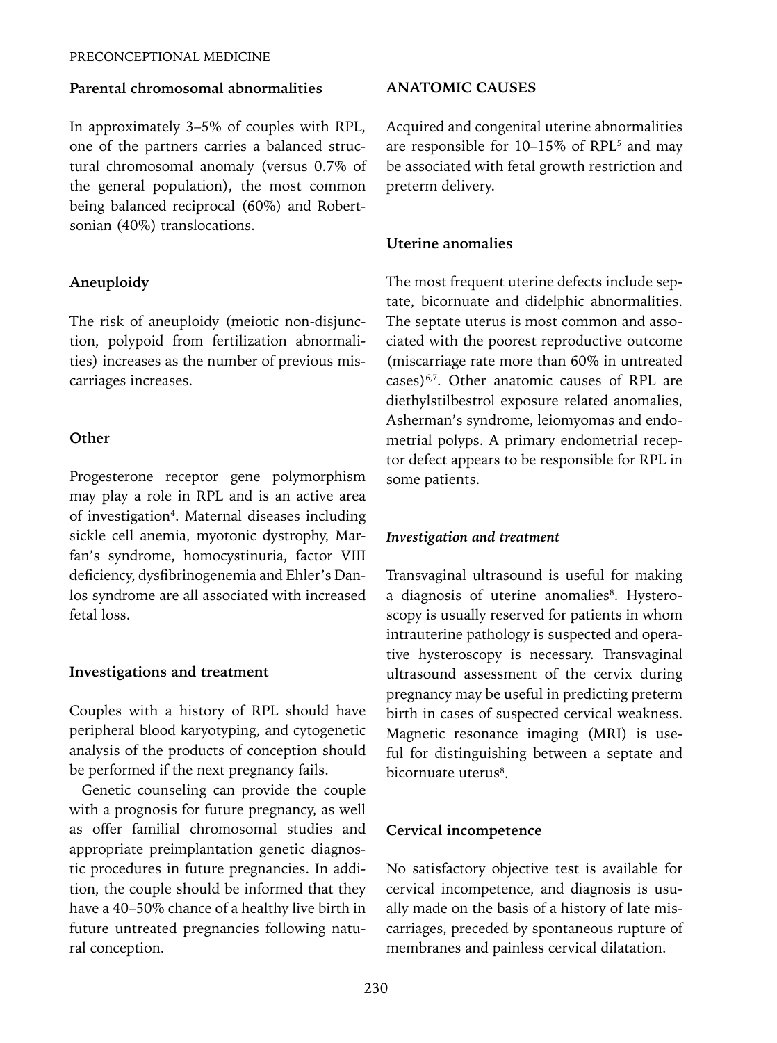### Parental chromosomal abnormalities

In approximately 3–5% of couples with RPL, one of the partners carries a balanced structural chromosomal anomaly (versus 0.7% of the general population), the most common being balanced reciprocal (60%) and Robertsonian (40%) translocations.

### Aneuploidy

The risk of aneuploidy (meiotic non-disjunction, polypoid from fertilization abnormalities) increases as the number of previous miscarriages increases.

### Other

Progesterone receptor gene polymorphism may play a role in RPL and is an active area of investigation[4]. Maternal diseases including sickle cell anemia, myotonic dystrophy, Marfan's syndrome, homocystinuria, factor VIII deficiency, dysfibrinogenemia and Ehler's Danlos syndrome are all associated with increased fetal loss.

### Investigations and treatment

Couples with a history of RPL should have peripheral blood karyotyping, and cytogenetic analysis of the products of conception should be performed if the next pregnancy fails.

Genetic counseling can provide the couple with a prognosis for future pregnancy, as well as offer familial chromosomal studies and appropriate preimplantation genetic diagnostic procedures in future pregnancies. In addition, the couple should be informed that they have a 40–50% chance of a healthy live birth in future untreated pregnancies following natural conception.

## ANATOMIC CAUSES

Acquired and congenital uterine abnormalities are responsible for 10–15% of RPL[5] and may be associated with fetal growth restriction and preterm delivery.

### Uterine anomalies

The most frequent uterine defects include septate, bicornuate and didelphic abnormalities. The septate uterus is most common and associated with the poorest reproductive outcome (miscarriage rate more than 60% in untreated cases)[6,7]. Other anatomic causes of RPL are diethylstilbestrol exposure related anomalies, Asherman's syndrome, leiomyomas and endometrial polyps. A primary endometrial receptor defect appears to be responsible for RPL in some patients.

#### *Investigation and treatment*

Transvaginal ultrasound is useful for making a diagnosis of uterine anomalies[8]. Hysteroscopy is usually reserved for patients in whom intrauterine pathology is suspected and operative hysteroscopy is necessary. Transvaginal ultrasound assessment of the cervix during pregnancy may be useful in predicting preterm birth in cases of suspected cervical weakness. Magnetic resonance imaging (MRI) is useful for distinguishing between a septate and bicornuate uterus[8].

### Cervical incompetence

No satisfactory objective test is available for cervical incompetence, and diagnosis is usually made on the basis of a history of late miscarriages, preceded by spontaneous rupture of membranes and painless cervical dilatation.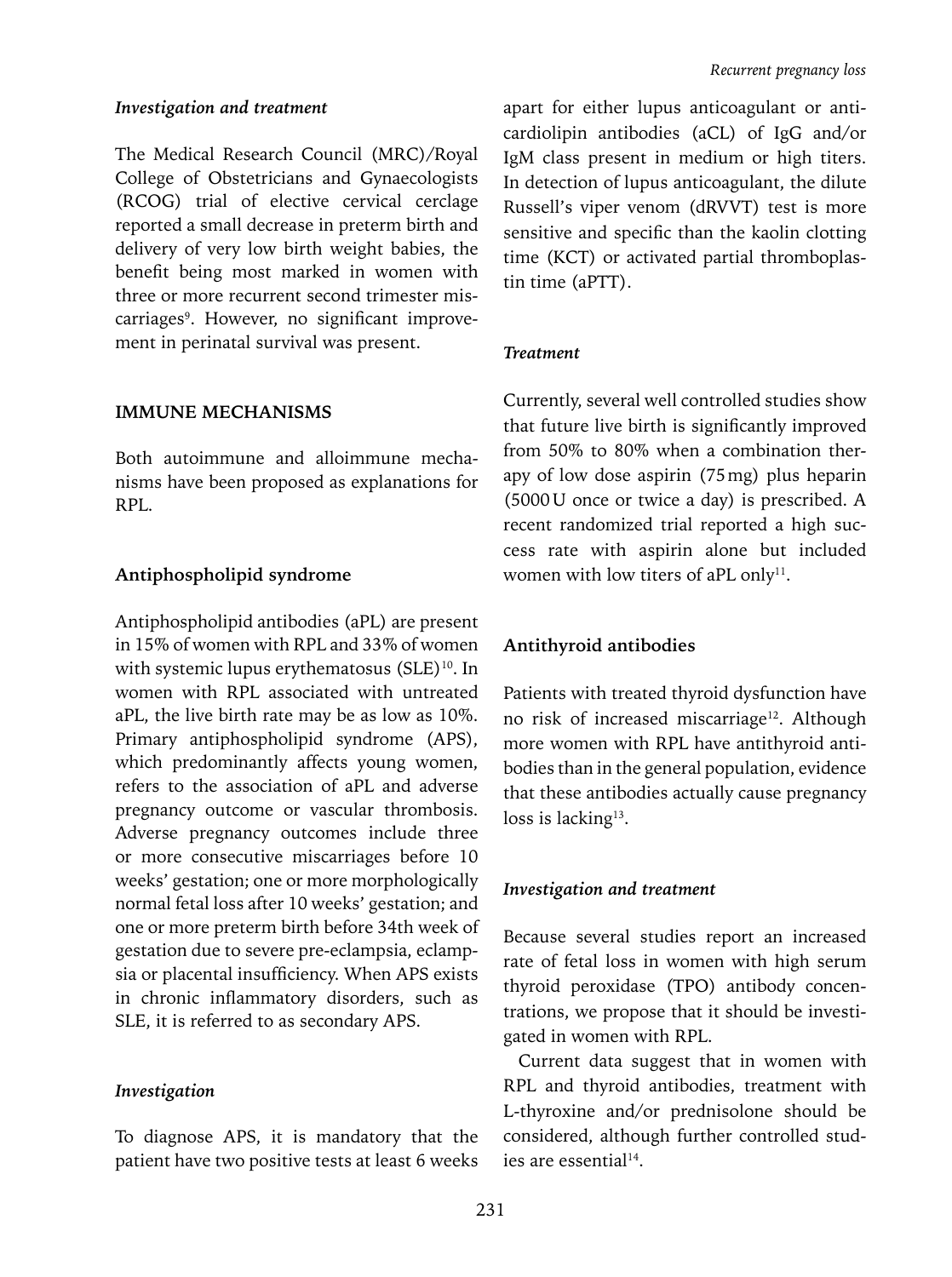### *Investigation and treatment*

The Medical Research Council (MRC)/Royal College of Obstetricians and Gynaecologists (RCOG) trial of elective cervical cerclage reported a small decrease in preterm birth and delivery of very low birth weight babies, the benefit being most marked in women with three or more recurrent second trimester miscarriages[9]. However, no significant improvement in perinatal survival was present.

## IMMUNE MECHANISMS

Both autoimmune and alloimmune mechanisms have been proposed as explanations for RPL.

### Antiphospholipid syndrome

Antiphospholipid antibodies (aPL) are present in 15% of women with RPL and 33% of women with systemic lupus erythematosus (SLE)[10]. In women with RPL associated with untreated aPL, the live birth rate may be as low as 10%. Primary antiphospholipid syndrome (APS), which predominantly affects young women, refers to the association of aPL and adverse pregnancy outcome or vascular thrombosis. Adverse pregnancy outcomes include three or more consecutive miscarriages before 10 weeks' gestation; one or more morphologically normal fetal loss after 10 weeks' gestation; and one or more preterm birth before 34th week of gestation due to severe pre-eclampsia, eclampsia or placental insufficiency. When APS exists in chronic inflammatory disorders, such as SLE, it is referred to as secondary APS.

#### *Investigation*

To diagnose APS, it is mandatory that the patient have two positive tests at least 6 weeks apart for either lupus anticoagulant or anticardiolipin antibodies (aCL) of IgG and/or IgM class present in medium or high titers. In detection of lupus anticoagulant, the dilute Russell's viper venom (dRVVT) test is more sensitive and specific than the kaolin clotting time (KCT) or activated partial thromboplastin time (aPTT).

#### *Treatment*

Currently, several well controlled studies show that future live birth is significantly improved from 50% to 80% when a combination therapy of low dose aspirin (75 mg) plus heparin (5000 U once or twice a day) is prescribed. A recent randomized trial reported a high success rate with aspirin alone but included women with low titers of aPL only[11].

### Antithyroid antibodies

Patients with treated thyroid dysfunction have no risk of increased miscarriage[12]. Although more women with RPL have antithyroid antibodies than in the general population, evidence that these antibodies actually cause pregnancy loss is lacking[13].

#### *Investigation and treatment*

Because several studies report an increased rate of fetal loss in women with high serum thyroid peroxidase (TPO) antibody concentrations, we propose that it should be investigated in women with RPL.

Current data suggest that in women with RPL and thyroid antibodies, treatment with L-thyroxine and/or prednisolone should be considered, although further controlled studies are essential[14].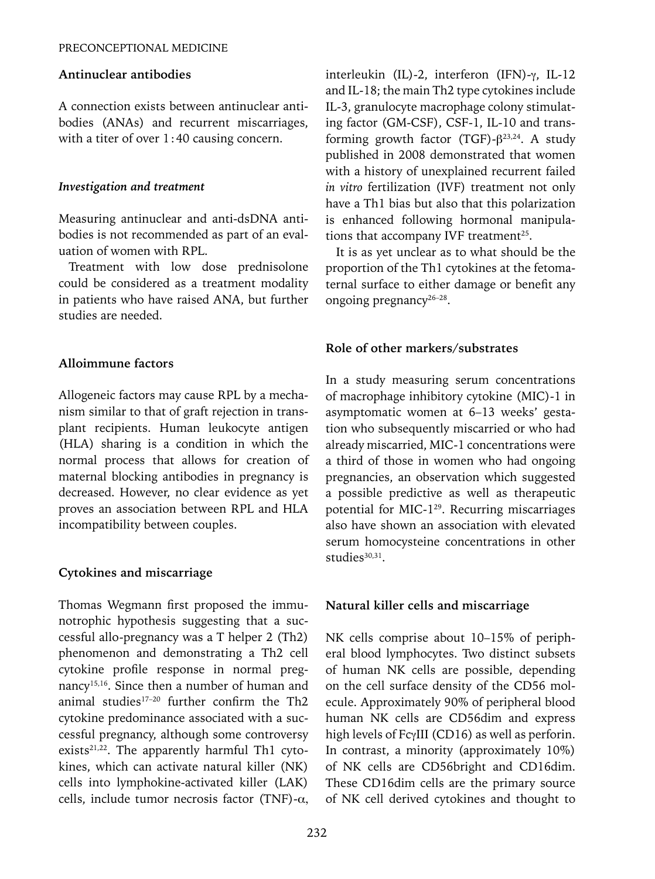## Antinuclear antibodies

A connection exists between antinuclear antibodies (ANAs) and recurrent miscarriages, with a titer of over 1 : 40 causing concern.

### *Investigation and treatment*

Measuring antinuclear and anti-dsDNA antibodies is not recommended as part of an evaluation of women with RPL.

Treatment with low dose prednisolone could be considered as a treatment modality in patients who have raised ANA, but further studies are needed.

## Alloimmune factors

Allogeneic factors may cause RPL by a mechanism similar to that of graft rejection in transplant recipients. Human leukocyte antigen (HLA) sharing is a condition in which the normal process that allows for creation of maternal blocking antibodies in pregnancy is decreased. However, no clear evidence as yet proves an association between RPL and HLA incompatibility between couples.

## Cytokines and miscarriage

Thomas Wegmann first proposed the immunotrophic hypothesis suggesting that a successful allo-pregnancy was a T helper 2 (Th2) phenomenon and demonstrating a Th2 cell cytokine profile response in normal pregnancy[15,16]. Since then a number of human and animal studies[17–20] further confirm the Th2 cytokine predominance associated with a successful pregnancy, although some controversy exists[21,22]. The apparently harmful Th1 cytokines, which can activate natural killer (NK) cells into lymphokine-activated killer (LAK) cells, include tumor necrosis factor (TNF)-$\alpha$, interleukin (IL)-2, interferon (IFN)-$\gamma$, IL-12 and IL-18; the main Th2 type cytokines include IL-3, granulocyte macrophage colony stimulating factor (GM-CSF), CSF-1, IL-10 and transforming growth factor (TGF)-$\beta$[23,24]. A study published in 2008 demonstrated that women with a history of unexplained recurrent failed *in vitro* fertilization (IVF) treatment not only have a Th1 bias but also that this polarization is enhanced following hormonal manipulations that accompany IVF treatment[25].

It is as yet unclear as to what should be the proportion of the Th1 cytokines at the fetomaternal surface to either damage or benefit any ongoing pregnancy[26–28].

## Role of other markers/substrates

In a study measuring serum concentrations of macrophage inhibitory cytokine (MIC)-1 in asymptomatic women at 6–13 weeks' gestation who subsequently miscarried or who had already miscarried, MIC-1 concentrations were a third of those in women who had ongoing pregnancies, an observation which suggested a possible predictive as well as therapeutic potential for MIC-1[29]. Recurring miscarriages also have shown an association with elevated serum homocysteine concentrations in other studies[30,31].

## Natural killer cells and miscarriage

NK cells comprise about 10–15% of peripheral blood lymphocytes. Two distinct subsets of human NK cells are possible, depending on the cell surface density of the CD56 molecule. Approximately 90% of peripheral blood human NK cells are CD56dim and express high levels of Fc$\gamma$III (CD16) as well as perforin. In contrast, a minority (approximately 10%) of NK cells are CD56bright and CD16dim. These CD16dim cells are the primary source of NK cell derived cytokines and thought to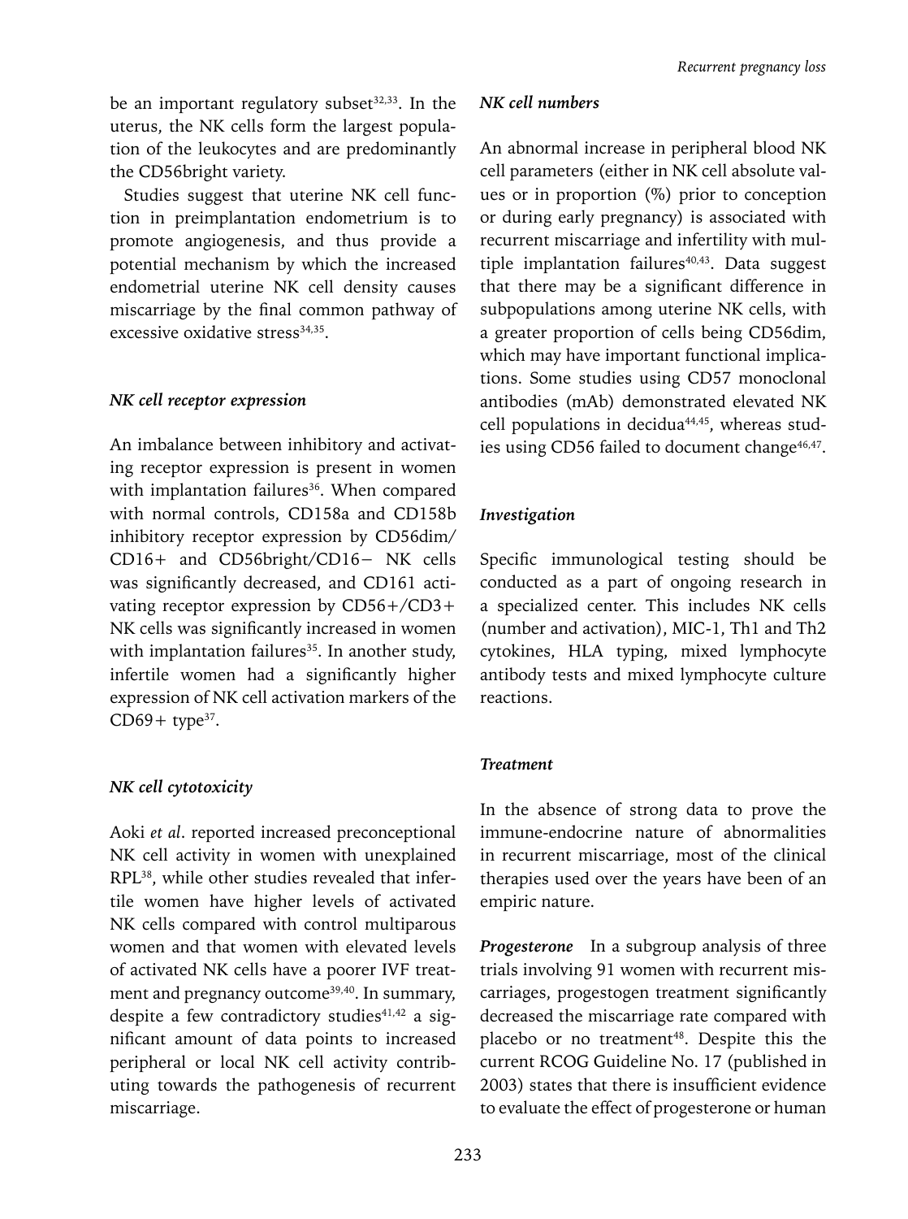be an important regulatory subset[32,33]. In the uterus, the NK cells form the largest population of the leukocytes and are predominantly the CD56bright variety.

Studies suggest that uterine NK cell function in preimplantation endometrium is to promote angiogenesis, and thus provide a potential mechanism by which the increased endometrial uterine NK cell density causes miscarriage by the final common pathway of excessive oxidative stress[34,35].

### *NK cell receptor expression*

An imbalance between inhibitory and activating receptor expression is present in women with implantation failures[36]. When compared with normal controls, CD158a and CD158b inhibitory receptor expression by CD56dim/CD16+ and CD56bright/CD16− NK cells was significantly decreased, and CD161 activating receptor expression by CD56+/CD3+ NK cells was significantly increased in women with implantation failures[35]. In another study, infertile women had a significantly higher expression of NK cell activation markers of the CD69+ type[37].

### *NK cell cytotoxicity*

Aoki *et al*. reported increased preconceptional NK cell activity in women with unexplained RPL[38], while other studies revealed that infertile women have higher levels of activated NK cells compared with control multiparous women and that women with elevated levels of activated NK cells have a poorer IVF treatment and pregnancy outcome[39,40]. In summary, despite a few contradictory studies[41,42] a significant amount of data points to increased peripheral or local NK cell activity contributing towards the pathogenesis of recurrent miscarriage.

### *NK cell numbers*

An abnormal increase in peripheral blood NK cell parameters (either in NK cell absolute values or in proportion (%) prior to conception or during early pregnancy) is associated with recurrent miscarriage and infertility with multiple implantation failures[40,43]. Data suggest that there may be a significant difference in subpopulations among uterine NK cells, with a greater proportion of cells being CD56dim, which may have important functional implications. Some studies using CD57 monoclonal antibodies (mAb) demonstrated elevated NK cell populations in decidua[44,45], whereas studies using CD56 failed to document change[46,47].

### *Investigation*

Specific immunological testing should be conducted as a part of ongoing research in a specialized center. This includes NK cells (number and activation), MIC-1, Th1 and Th2 cytokines, HLA typing, mixed lymphocyte antibody tests and mixed lymphocyte culture reactions.

### *Treatment*

In the absence of strong data to prove the immune-endocrine nature of abnormalities in recurrent miscarriage, most of the clinical therapies used over the years have been of an empiric nature.

***Progesterone*** In a subgroup analysis of three trials involving 91 women with recurrent miscarriages, progestogen treatment significantly decreased the miscarriage rate compared with placebo or no treatment[48]. Despite this the current RCOG Guideline No. 17 (published in 2003) states that there is insufficient evidence to evaluate the effect of progesterone or human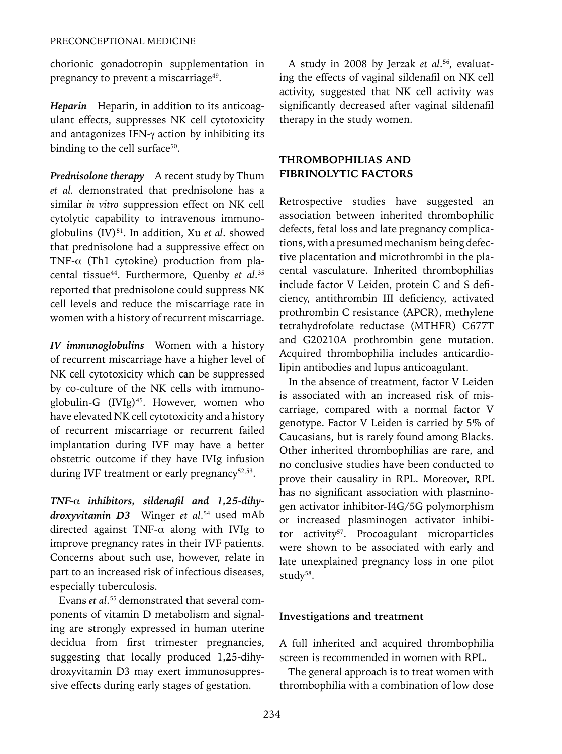chorionic gonadotropin supplementation in pregnancy to prevent a miscarriage[49].

***Heparin*** Heparin, in addition to its anticoagulant effects, suppresses NK cell cytotoxicity and antagonizes IFN-$\gamma$ action by inhibiting its binding to the cell surface[50].

***Prednisolone therapy*** A recent study by Thum *et al.* demonstrated that prednisolone has a similar *in vitro* suppression effect on NK cell cytolytic capability to intravenous immunoglobulins (IV)[51]. In addition, Xu *et al*. showed that prednisolone had a suppressive effect on TNF-$\alpha$ (Th1 cytokine) production from placental tissue[44]. Furthermore, Quenby *et al.*[35] reported that prednisolone could suppress NK cell levels and reduce the miscarriage rate in women with a history of recurrent miscarriage.

***IV immunoglobulins*** Women with a history of recurrent miscarriage have a higher level of NK cell cytotoxicity which can be suppressed by co-culture of the NK cells with immunoglobulin-G (IVIg)[45]. However, women who have elevated NK cell cytotoxicity and a history of recurrent miscarriage or recurrent failed implantation during IVF may have a better obstetric outcome if they have IVIg infusion during IVF treatment or early pregnancy[52,53].

***TNF-$\alpha$ inhibitors, sildenafil and 1,25-dihydroxyvitamin D3*** Winger *et al.*[54] used mAb directed against TNF-$\alpha$ along with IVIg to improve pregnancy rates in their IVF patients. Concerns about such use, however, relate in part to an increased risk of infectious diseases, especially tuberculosis.

Evans *et al.*[55] demonstrated that several components of vitamin D metabolism and signaling are strongly expressed in human uterine decidua from first trimester pregnancies, suggesting that locally produced 1,25-dihydroxyvitamin D3 may exert immunosuppressive effects during early stages of gestation.

A study in 2008 by Jerzak *et al.*[56], evaluating the effects of vaginal sildenafil on NK cell activity, suggested that NK cell activity was significantly decreased after vaginal sildenafil therapy in the study women.

## THROMBOPHILIAS AND FIBRINOLYTIC FACTORS

Retrospective studies have suggested an association between inherited thrombophilic defects, fetal loss and late pregnancy complications, with a presumed mechanism being defective placentation and microthrombi in the placental vasculature. Inherited thrombophilias include factor V Leiden, protein C and S deficiency, antithrombin III deficiency, activated prothrombin C resistance (APCR), methylene tetrahydrofolate reductase (MTHFR) C677T and G20210A prothrombin gene mutation. Acquired thrombophilia includes anticardiolipin antibodies and lupus anticoagulant.

In the absence of treatment, factor V Leiden is associated with an increased risk of miscarriage, compared with a normal factor V genotype. Factor V Leiden is carried by 5% of Caucasians, but is rarely found among Blacks. Other inherited thrombophilias are rare, and no conclusive studies have been conducted to prove their causality in RPL. Moreover, RPL has no significant association with plasminogen activator inhibitor-I4G/5G polymorphism or increased plasminogen activator inhibitor activity[57]. Procoagulant microparticles were shown to be associated with early and late unexplained pregnancy loss in one pilot study[58].

### Investigations and treatment

A full inherited and acquired thrombophilia screen is recommended in women with RPL.

The general approach is to treat women with thrombophilia with a combination of low dose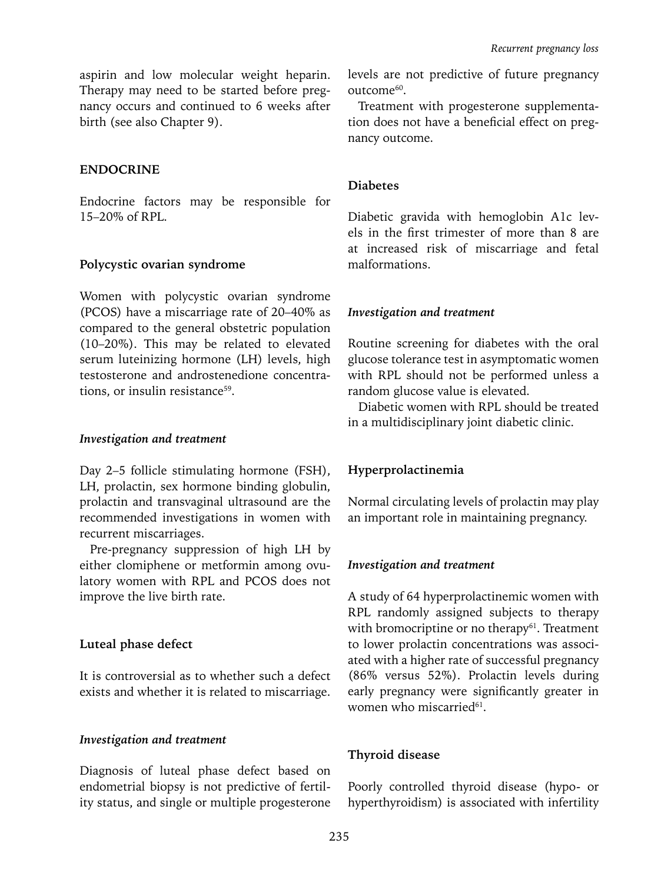aspirin and low molecular weight heparin. Therapy may need to be started before pregnancy occurs and continued to 6 weeks after birth (see also Chapter 9).

## ENDOCRINE

Endocrine factors may be responsible for 15–20% of RPL.

### Polycystic ovarian syndrome

Women with polycystic ovarian syndrome (PCOS) have a miscarriage rate of 20–40% as compared to the general obstetric population (10–20%). This may be related to elevated serum luteinizing hormone (LH) levels, high testosterone and androstenedione concentrations, or insulin resistance[59].

#### *Investigation and treatment*

Day 2–5 follicle stimulating hormone (FSH), LH, prolactin, sex hormone binding globulin, prolactin and transvaginal ultrasound are the recommended investigations in women with recurrent miscarriages.

Pre-pregnancy suppression of high LH by either clomiphene or metformin among ovulatory women with RPL and PCOS does not improve the live birth rate.

### Luteal phase defect

It is controversial as to whether such a defect exists and whether it is related to miscarriage.

#### *Investigation and treatment*

Diagnosis of luteal phase defect based on endometrial biopsy is not predictive of fertility status, and single or multiple progesterone levels are not predictive of future pregnancy outcome[60].

Treatment with progesterone supplementation does not have a beneficial effect on pregnancy outcome.

### Diabetes

Diabetic gravida with hemoglobin A1c levels in the first trimester of more than 8 are at increased risk of miscarriage and fetal malformations.

#### *Investigation and treatment*

Routine screening for diabetes with the oral glucose tolerance test in asymptomatic women with RPL should not be performed unless a random glucose value is elevated.

Diabetic women with RPL should be treated in a multidisciplinary joint diabetic clinic.

### Hyperprolactinemia

Normal circulating levels of prolactin may play an important role in maintaining pregnancy.

#### *Investigation and treatment*

A study of 64 hyperprolactinemic women with RPL randomly assigned subjects to therapy with bromocriptine or no therapy[61]. Treatment to lower prolactin concentrations was associated with a higher rate of successful pregnancy (86% versus 52%). Prolactin levels during early pregnancy were significantly greater in women who miscarried[61].

### Thyroid disease

Poorly controlled thyroid disease (hypo- or hyperthyroidism) is associated with infertility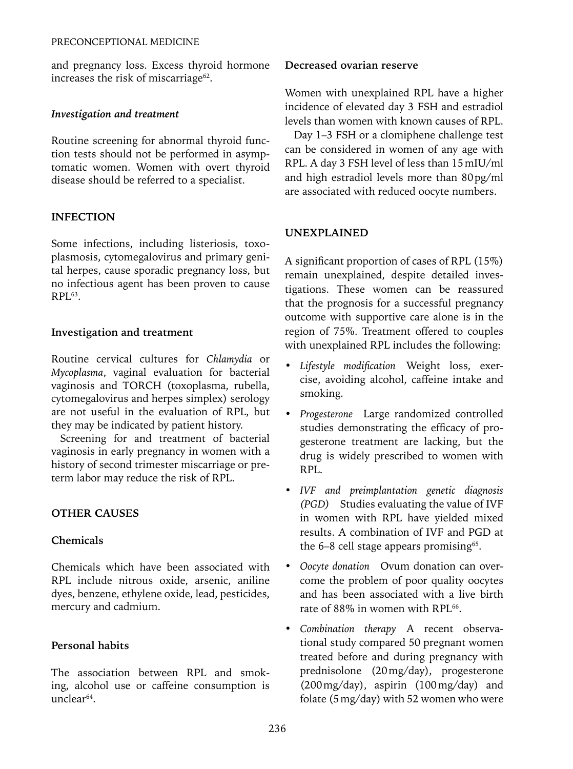and pregnancy loss. Excess thyroid hormone increases the risk of miscarriage[62].

#### *Investigation and treatment*

Routine screening for abnormal thyroid function tests should not be performed in asymptomatic women. Women with overt thyroid disease should be referred to a specialist.

## INFECTION

Some infections, including listeriosis, toxoplasmosis, cytomegalovirus and primary genital herpes, cause sporadic pregnancy loss, but no infectious agent has been proven to cause RPL[63].

### Investigation and treatment

Routine cervical cultures for *Chlamydia* or *Mycoplasma*, vaginal evaluation for bacterial vaginosis and TORCH (toxoplasma, rubella, cytomegalovirus and herpes simplex) serology are not useful in the evaluation of RPL, but they may be indicated by patient history.

Screening for and treatment of bacterial vaginosis in early pregnancy in women with a history of second trimester miscarriage or preterm labor may reduce the risk of RPL.

## OTHER CAUSES

### Chemicals

Chemicals which have been associated with RPL include nitrous oxide, arsenic, aniline dyes, benzene, ethylene oxide, lead, pesticides, mercury and cadmium.

### Personal habits

The association between RPL and smoking, alcohol use or caffeine consumption is unclear[64].

### Decreased ovarian reserve

Women with unexplained RPL have a higher incidence of elevated day 3 FSH and estradiol levels than women with known causes of RPL.

Day 1–3 FSH or a clomiphene challenge test can be considered in women of any age with RPL. A day 3 FSH level of less than 15 mIU/ml and high estradiol levels more than 80 pg/ml are associated with reduced oocyte numbers.

## UNEXPLAINED

A significant proportion of cases of RPL (15%) remain unexplained, despite detailed investigations. These women can be reassured that the prognosis for a successful pregnancy outcome with supportive care alone is in the region of 75%. Treatment offered to couples with unexplained RPL includes the following:

- *Lifestyle modification* Weight loss, exercise, avoiding alcohol, caffeine intake and smoking.
- *Progesterone* Large randomized controlled studies demonstrating the efficacy of progesterone treatment are lacking, but the drug is widely prescribed to women with RPL.
- *IVF and preimplantation genetic diagnosis (PGD)* Studies evaluating the value of IVF in women with RPL have yielded mixed results. A combination of IVF and PGD at the 6–8 cell stage appears promising[65].
- *Oocyte donation* Ovum donation can overcome the problem of poor quality oocytes and has been associated with a live birth rate of 88% in women with RPL[66].
- *Combination therapy* A recent observational study compared 50 pregnant women treated before and during pregnancy with prednisolone (20 mg/day), progesterone (200 mg/day), aspirin (100 mg/day) and folate (5 mg/day) with 52 women who were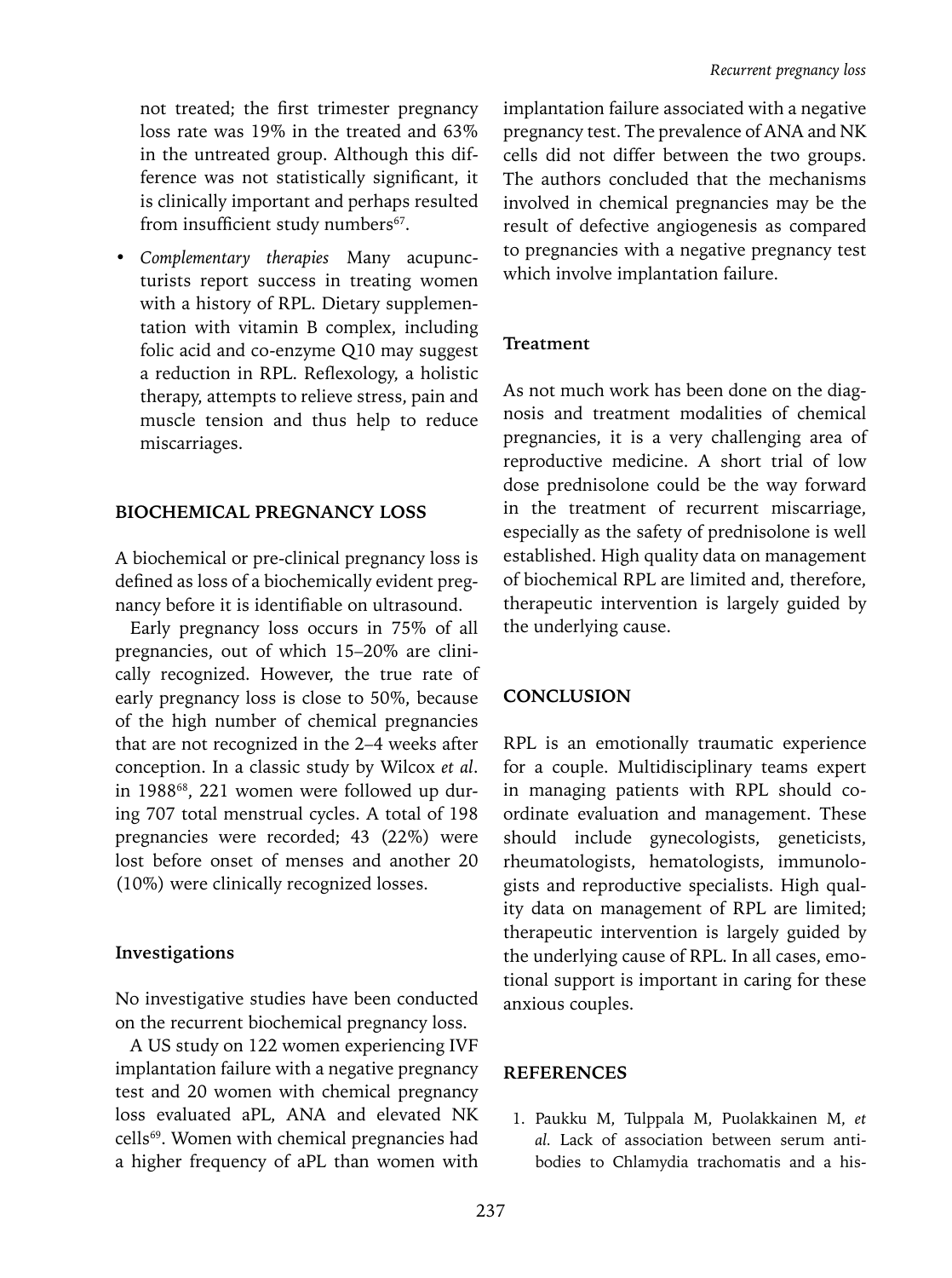not treated; the first trimester pregnancy loss rate was 19% in the treated and 63% in the untreated group. Although this difference was not statistically significant, it is clinically important and perhaps resulted from insufficient study numbers[67].

- *Complementary therapies* Many acupuncturists report success in treating women with a history of RPL. Dietary supplementation with vitamin B complex, including folic acid and co-enzyme Q10 may suggest a reduction in RPL. Reflexology, a holistic therapy, attempts to relieve stress, pain and muscle tension and thus help to reduce miscarriages.

## BIOCHEMICAL PREGNANCY LOSS

A biochemical or pre-clinical pregnancy loss is defined as loss of a biochemically evident pregnancy before it is identifiable on ultrasound.

Early pregnancy loss occurs in 75% of all pregnancies, out of which 15–20% are clinically recognized. However, the true rate of early pregnancy loss is close to 50%, because of the high number of chemical pregnancies that are not recognized in the 2–4 weeks after conception. In a classic study by Wilcox *et al*. in 1988[68], 221 women were followed up during 707 total menstrual cycles. A total of 198 pregnancies were recorded; 43 (22%) were lost before onset of menses and another 20 (10%) were clinically recognized losses.

### Investigations

No investigative studies have been conducted on the recurrent biochemical pregnancy loss.

A US study on 122 women experiencing IVF implantation failure with a negative pregnancy test and 20 women with chemical pregnancy loss evaluated aPL, ANA and elevated NK cells[69]. Women with chemical pregnancies had a higher frequency of aPL than women with implantation failure associated with a negative pregnancy test. The prevalence of ANA and NK cells did not differ between the two groups. The authors concluded that the mechanisms involved in chemical pregnancies may be the result of defective angiogenesis as compared to pregnancies with a negative pregnancy test which involve implantation failure.

### Treatment

As not much work has been done on the diagnosis and treatment modalities of chemical pregnancies, it is a very challenging area of reproductive medicine. A short trial of low dose prednisolone could be the way forward in the treatment of recurrent miscarriage, especially as the safety of prednisolone is well established. High quality data on management of biochemical RPL are limited and, therefore, therapeutic intervention is largely guided by the underlying cause.

## CONCLUSION

RPL is an emotionally traumatic experience for a couple. Multidisciplinary teams expert in managing patients with RPL should coordinate evaluation and management. These should include gynecologists, geneticists, rheumatologists, hematologists, immunologists and reproductive specialists. High quality data on management of RPL are limited; therapeutic intervention is largely guided by the underlying cause of RPL. In all cases, emotional support is important in caring for these anxious couples.

## REFERENCES

1. Paukku M, Tulppala M, Puolakkainen M, *et al*. Lack of association between serum antibodies to Chlamydia trachomatis and a his-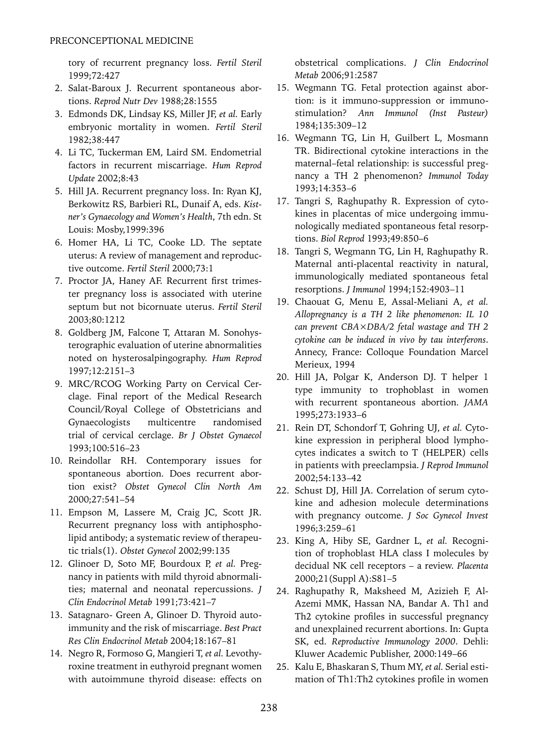tory of recurrent pregnancy loss. *Fertil Steril* 1999;72:427

2. Salat-Baroux J. Recurrent spontaneous abortions. *Reprod Nutr Dev* 1988;28:1555
3. Edmonds DK, Lindsay KS, Miller JF, *et al*. Early embryonic mortality in women. *Fertil Steril* 1982;38:447
4. Li TC, Tuckerman EM, Laird SM. Endometrial factors in recurrent miscarriage. *Hum Reprod Update* 2002;8:43
5. Hill JA. Recurrent pregnancy loss. In: Ryan KJ, Berkowitz RS, Barbieri RL, Dunaif A, eds. *Kistner's Gynaecology and Women's Health*, 7th edn. St Louis: Mosby,1999:396
6. Homer HA, Li TC, Cooke LD. The septate uterus: A review of management and reproductive outcome. *Fertil Steril* 2000;73:1
7. Proctor JA, Haney AF. Recurrent first trimester pregnancy loss is associated with uterine septum but not bicornuate uterus. *Fertil Steril* 2003;80:1212
8. Goldberg JM, Falcone T, Attaran M. Sonohysterographic evaluation of uterine abnormalities noted on hysterosalpingography. *Hum Reprod* 1997;12:2151–3
9. MRC/RCOG Working Party on Cervical Cerclage. Final report of the Medical Research Council/Royal College of Obstetricians and Gynaecologists multicentre randomised trial of cervical cerclage. *Br J Obstet Gynaecol* 1993;100:516–23
10. Reindollar RH. Contemporary issues for spontaneous abortion. Does recurrent abortion exist? *Obstet Gynecol Clin North Am* 2000;27:541–54
11. Empson M, Lassere M, Craig JC, Scott JR. Recurrent pregnancy loss with antiphospholipid antibody; a systematic review of therapeutic trials(1). *Obstet Gynecol* 2002;99:135
12. Glinoer D, Soto MF, Bourdoux P, *et al*. Pregnancy in patients with mild thyroid abnormalities; maternal and neonatal repercussions. *J Clin Endocrinol Metab* 1991;73:421–7
13. Satagnaro- Green A, Glinoer D. Thyroid autoimmunity and the risk of miscarriage. *Best Pract Res Clin Endocrinol Metab* 2004;18:167–81
14. Negro R, Formoso G, Mangieri T, *et al*. Levothyroxine treatment in euthyroid pregnant women with autoimmune thyroid disease: effects on obstetrical complications. *J Clin Endocrinol Metab* 2006;91:2587
15. Wegmann TG. Fetal protection against abortion: is it immuno-suppression or immunostimulation? *Ann Immunol (Inst Pasteur)* 1984;135:309–12
16. Wegmann TG, Lin H, Guilbert L, Mosmann TR. Bidirectional cytokine interactions in the maternal–fetal relationship: is successful pregnancy a TH 2 phenomenon? *Immunol Today* 1993;14:353–6
17. Tangri S, Raghupathy R. Expression of cytokines in placentas of mice undergoing immunologically mediated spontaneous fetal resorptions. *Biol Reprod* 1993;49:850–6
18. Tangri S, Wegmann TG, Lin H, Raghupathy R. Maternal anti-placental reactivity in natural, immunologically mediated spontaneous fetal resorptions. *J Immunol* 1994;152:4903–11
19. Chaouat G, Menu E, Assal-Meliani A, *et al*. *Allopregnancy is a TH 2 like phenomenon: IL 10 can prevent CBA×DBA/2 fetal wastage and TH 2 cytokine can be induced in vivo by tau interferons*. Annecy, France: Colloque Foundation Marcel Merieux, 1994
20. Hill JA, Polgar K, Anderson DJ. T helper 1 type immunity to trophoblast in women with recurrent spontaneous abortion. *JAMA* 1995;273:1933–6
21. Rein DT, Schondorf T, Gohring UJ, *et al*. Cytokine expression in peripheral blood lymphocytes indicates a switch to T (HELPER) cells in patients with preeclampsia. *J Reprod Immunol* 2002;54:133–42
22. Schust DJ, Hill JA. Correlation of serum cytokine and adhesion molecule determinations with pregnancy outcome. *J Soc Gynecol Invest* 1996;3:259–61
23. King A, Hiby SE, Gardner L, *et al*. Recognition of trophoblast HLA class I molecules by decidual NK cell receptors – a review. *Placenta* 2000;21(Suppl A):S81–5
24. Raghupathy R, Maksheed M, Azizieh F, Al-Azemi MMK, Hassan NA, Bandar A. Th1 and Th2 cytokine profiles in successful pregnancy and unexplained recurrent abortions. In: Gupta SK, ed. *Reproductive Immunology 2000*. Dehli: Kluwer Academic Publisher, 2000:149–66
25. Kalu E, Bhaskaran S, Thum MY, *et al*. Serial estimation of Th1:Th2 cytokines profile in women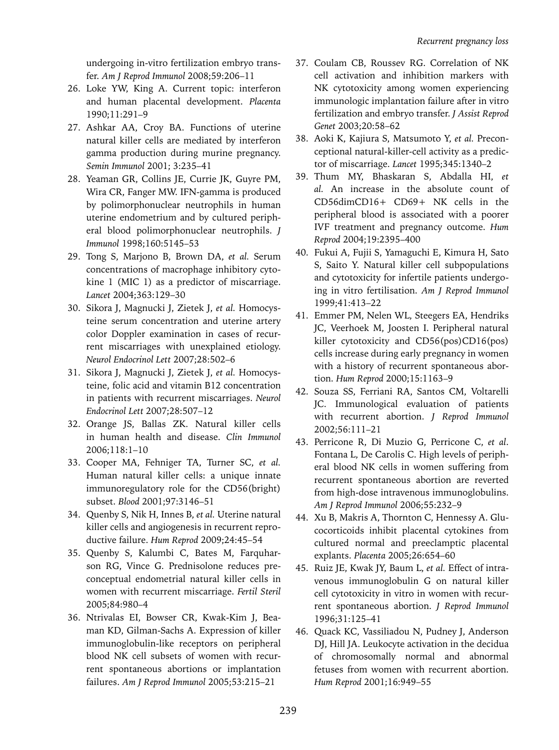undergoing in-vitro fertilization embryo transfer. *Am J Reprod Immunol* 2008;59:206–11

26. Loke YW, King A. Current topic: interferon and human placental development. *Placenta* 1990;11:291–9
27. Ashkar AA, Croy BA. Functions of uterine natural killer cells are mediated by interferon gamma production during murine pregnancy. *Semin Immunol* 2001; 3:235–41
28. Yeaman GR, Collins JE, Currie JK, Guyre PM, Wira CR, Fanger MW. IFN-gamma is produced by polimorphonuclear neutrophils in human uterine endometrium and by cultured peripheral blood polimorphonuclear neutrophils. *J Immunol* 1998;160:5145–53
29. Tong S, Marjono B, Brown DA, *et al.* Serum concentrations of macrophage inhibitory cytokine 1 (MIC 1) as a predictor of miscarriage. *Lancet* 2004;363:129–30
30. Sikora J, Magnucki J, Zietek J, *et al.* Homocysteine serum concentration and uterine artery color Doppler examination in cases of recurrent miscarriages with unexplained etiology. *Neurol Endocrinol Lett* 2007;28:502–6
31. Sikora J, Magnucki J, Zietek J, *et al.* Homocysteine, folic acid and vitamin B12 concentration in patients with recurrent miscarriages. *Neurol Endocrinol Lett* 2007;28:507–12
32. Orange JS, Ballas ZK. Natural killer cells in human health and disease. *Clin Immunol* 2006;118:1–10
33. Cooper MA, Fehniger TA, Turner SC, *et al.* Human natural killer cells: a unique innate immunoregulatory role for the CD56(bright) subset. *Blood* 2001;97:3146–51
34. Quenby S, Nik H, Innes B, *et al.* Uterine natural killer cells and angiogenesis in recurrent reproductive failure. *Hum Reprod* 2009;24:45–54
35. Quenby S, Kalumbi C, Bates M, Farquharson RG, Vince G. Prednisolone reduces preconceptual endometrial natural killer cells in women with recurrent miscarriage. *Fertil Steril* 2005;84:980–4
36. Ntrivalas EI, Bowser CR, Kwak-Kim J, Beaman KD, Gilman-Sachs A. Expression of killer immunoglobulin-like receptors on peripheral blood NK cell subsets of women with recurrent spontaneous abortions or implantation failures. *Am J Reprod Immunol* 2005;53:215–21
37. Coulam CB, Roussev RG. Correlation of NK cell activation and inhibition markers with NK cytotoxicity among women experiencing immunologic implantation failure after in vitro fertilization and embryo transfer. *J Assist Reprod Genet* 2003;20:58–62
38. Aoki K, Kajiura S, Matsumoto Y, *et al.* Preconceptional natural-killer-cell activity as a predictor of miscarriage. *Lancet* 1995;345:1340–2
39. Thum MY, Bhaskaran S, Abdalla HI, *et al.* An increase in the absolute count of CD56dimCD16+ CD69+ NK cells in the peripheral blood is associated with a poorer IVF treatment and pregnancy outcome. *Hum Reprod* 2004;19:2395–400
40. Fukui A, Fujii S, Yamaguchi E, Kimura H, Sato S, Saito Y. Natural killer cell subpopulations and cytotoxicity for infertile patients undergoing in vitro fertilisation. *Am J Reprod Immunol* 1999;41:413–22
41. Emmer PM, Nelen WL, Steegers EA, Hendriks JC, Veerhoek M, Joosten I. Peripheral natural killer cytotoxicity and CD56(pos)CD16(pos) cells increase during early pregnancy in women with a history of recurrent spontaneous abortion. *Hum Reprod* 2000;15:1163–9
42. Souza SS, Ferriani RA, Santos CM, Voltarelli JC. Immunological evaluation of patients with recurrent abortion. *J Reprod Immunol* 2002;56:111–21
43. Perricone R, Di Muzio G, Perricone C, *et al*. Fontana L, De Carolis C. High levels of peripheral blood NK cells in women suffering from recurrent spontaneous abortion are reverted from high-dose intravenous immunoglobulins. *Am J Reprod Immunol* 2006;55:232–9
44. Xu B, Makris A, Thornton C, Hennessy A. Glucocorticoids inhibit placental cytokines from cultured normal and preeclamptic placental explants. *Placenta* 2005;26:654–60
45. Ruiz JE, Kwak JY, Baum L, *et al.* Effect of intravenous immunoglobulin G on natural killer cell cytotoxicity in vitro in women with recurrent spontaneous abortion. *J Reprod Immunol* 1996;31:125–41
46. Quack KC, Vassiliadou N, Pudney J, Anderson DJ, Hill JA. Leukocyte activation in the decidua of chromosomally normal and abnormal fetuses from women with recurrent abortion. *Hum Reprod* 2001;16:949–55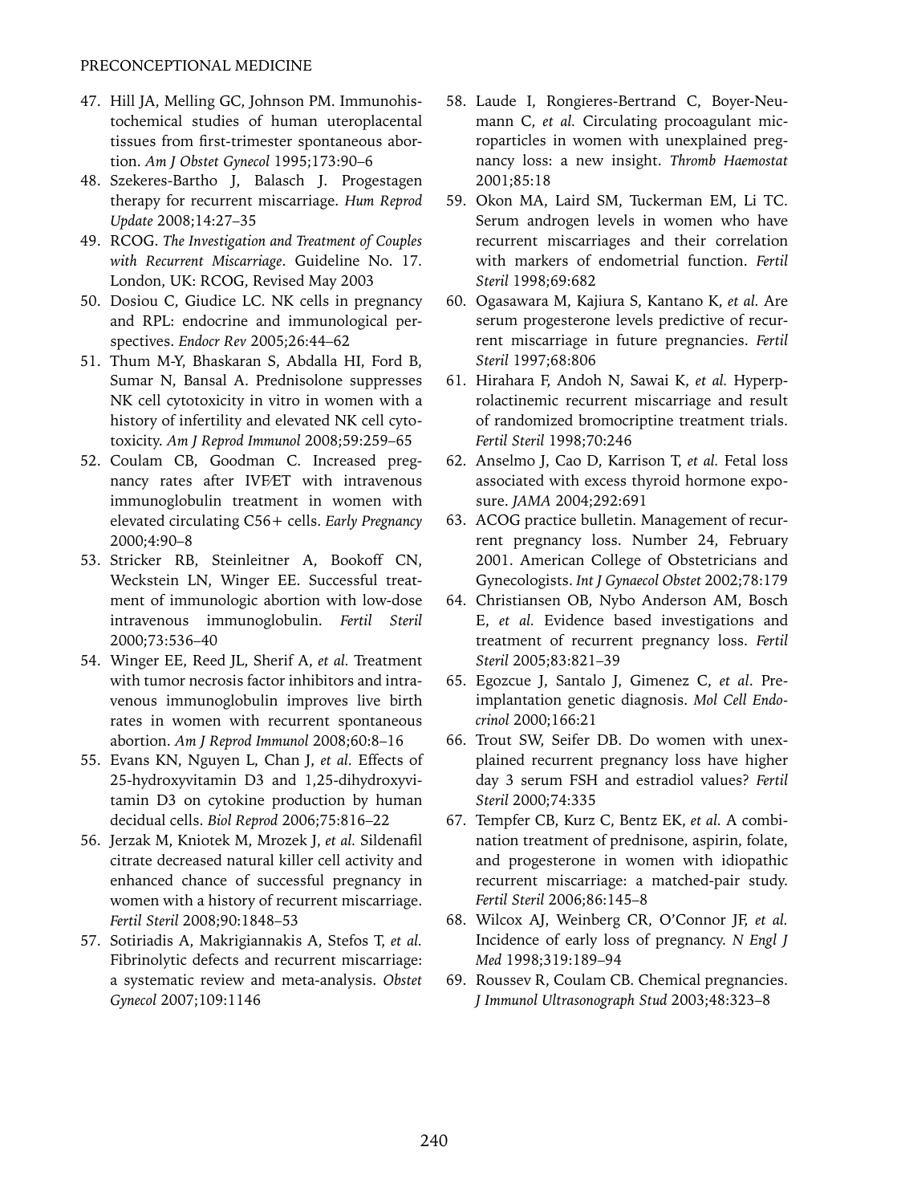47. Hill JA, Melling GC, Johnson PM. Immunohistochemical studies of human uteroplacental tissues from first-trimester spontaneous abortion. *Am J Obstet Gynecol* 1995;173:90–6
48. Szekeres-Bartho J, Balasch J. Progestagen therapy for recurrent miscarriage. *Hum Reprod Update* 2008;14:27–35
49. RCOG. *The Investigation and Treatment of Couples with Recurrent Miscarriage*. Guideline No. 17. London, UK: RCOG, Revised May 2003
50. Dosiou C, Giudice LC. NK cells in pregnancy and RPL: endocrine and immunological perspectives. *Endocr Rev* 2005;26:44–62
51. Thum M-Y, Bhaskaran S, Abdalla HI, Ford B, Sumar N, Bansal A. Prednisolone suppresses NK cell cytotoxicity in vitro in women with a history of infertility and elevated NK cell cytotoxicity. *Am J Reprod Immunol* 2008;59:259–65
52. Coulam CB, Goodman C. Increased pregnancy rates after IVF/ET with intravenous immunoglobulin treatment in women with elevated circulating C56+ cells. *Early Pregnancy* 2000;4:90–8
53. Stricker RB, Steinleitner A, Bookoff CN, Weckstein LN, Winger EE. Successful treatment of immunologic abortion with low-dose intravenous immunoglobulin. *Fertil Steril* 2000;73:536–40
54. Winger EE, Reed JL, Sherif A, *et al.* Treatment with tumor necrosis factor inhibitors and intravenous immunoglobulin improves live birth rates in women with recurrent spontaneous abortion. *Am J Reprod Immunol* 2008;60:8–16
55. Evans KN, Nguyen L, Chan J, *et al.* Effects of 25-hydroxyvitamin D3 and 1,25-dihydroxyvitamin D3 on cytokine production by human decidual cells. *Biol Reprod* 2006;75:816–22
56. Jerzak M, Kniotek M, Mrozek J, *et al.* Sildenafil citrate decreased natural killer cell activity and enhanced chance of successful pregnancy in women with a history of recurrent miscarriage. *Fertil Steril* 2008;90:1848–53
57. Sotiriadis A, Makrigiannakis A, Stefos T, *et al.* Fibrinolytic defects and recurrent miscarriage: a systematic review and meta-analysis. *Obstet Gynecol* 2007;109:1146
58. Laude I, Rongieres-Bertrand C, Boyer-Neumann C, *et al.* Circulating procoagulant microparticles in women with unexplained pregnancy loss: a new insight. *Thromb Haemostat* 2001;85:18
59. Okon MA, Laird SM, Tuckerman EM, Li TC. Serum androgen levels in women who have recurrent miscarriages and their correlation with markers of endometrial function. *Fertil Steril* 1998;69:682
60. Ogasawara M, Kajiura S, Kantano K, *et al.* Are serum progesterone levels predictive of recurrent miscarriage in future pregnancies. *Fertil Steril* 1997;68:806
61. Hirahara F, Andoh N, Sawai K, *et al.* Hyperprolactinemic recurrent miscarriage and result of randomized bromocriptine treatment trials. *Fertil Steril* 1998;70:246
62. Anselmo J, Cao D, Karrison T, *et al.* Fetal loss associated with excess thyroid hormone exposure. *JAMA* 2004;292:691
63. ACOG practice bulletin. Management of recurrent pregnancy loss. Number 24, February 2001. American College of Obstetricians and Gynecologists. *Int J Gynaecol Obstet* 2002;78:179
64. Christiansen OB, Nybo Anderson AM, Bosch E, *et al.* Evidence based investigations and treatment of recurrent pregnancy loss. *Fertil Steril* 2005;83:821–39
65. Egozcue J, Santalo J, Gimenez C, *et al*. Preimplantation genetic diagnosis. *Mol Cell Endocrinol* 2000;166:21
66. Trout SW, Seifer DB. Do women with unexplained recurrent pregnancy loss have higher day 3 serum FSH and estradiol values? *Fertil Steril* 2000;74:335
67. Tempfer CB, Kurz C, Bentz EK, *et al.* A combination treatment of prednisone, aspirin, folate, and progesterone in women with idiopathic recurrent miscarriage: a matched-pair study. *Fertil Steril* 2006;86:145–8
68. Wilcox AJ, Weinberg CR, O'Connor JF, *et al.* Incidence of early loss of pregnancy. *N Engl J Med* 1998;319:189–94
69. Roussev R, Coulam CB. Chemical pregnancies. *J Immunol Ultrasonograph Stud* 2003;48:323–8